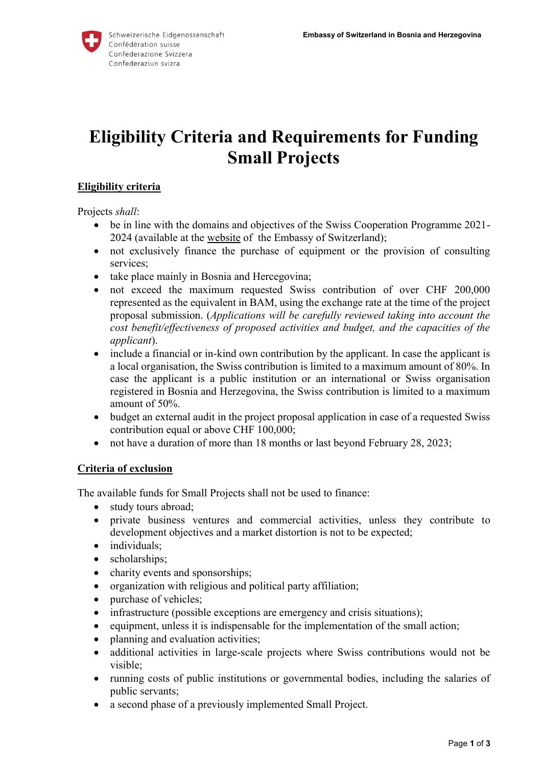# Eligibility Criteria and Requirements for Funding Small Projects

## Eligibility criteria

Projects *shall*:

- be in line with the domains and objectives of the Swiss Cooperation Programme 2021-2024 (available at the website of the Embassy of Switzerland);
- not exclusively finance the purchase of equipment or the provision of consulting services;
- take place mainly in Bosnia and Hercegovina;
- not exceed the maximum requested Swiss contribution of over CHF 200,000 represented as the equivalent in BAM, using the exchange rate at the time of the project proposal submission. (*Applications will be carefully reviewed taking into account the cost benefit/effectiveness of proposed activities and budget, and the capacities of the applicant*).
- include a financial or in-kind own contribution by the applicant. In case the applicant is a local organisation, the Swiss contribution is limited to a maximum amount of 80%. In case the applicant is a public institution or an international or Swiss organisation registered in Bosnia and Herzegovina, the Swiss contribution is limited to a maximum amount of 50%.
- budget an external audit in the project proposal application in case of a requested Swiss contribution equal or above CHF 100,000;
- not have a duration of more than 18 months or last beyond February 28, 2023;

## Criteria of exclusion

The available funds for Small Projects shall not be used to finance:

- study tours abroad;
- private business ventures and commercial activities, unless they contribute to development objectives and a market distortion is not to be expected;
- individuals;
- scholarships;
- charity events and sponsorships;
- organization with religious and political party affiliation;
- purchase of vehicles;
- infrastructure (possible exceptions are emergency and crisis situations);
- equipment, unless it is indispensable for the implementation of the small action;
- planning and evaluation activities;
- additional activities in large-scale projects where Swiss contributions would not be visible;
- running costs of public institutions or governmental bodies, including the salaries of public servants;
- a second phase of a previously implemented Small Project.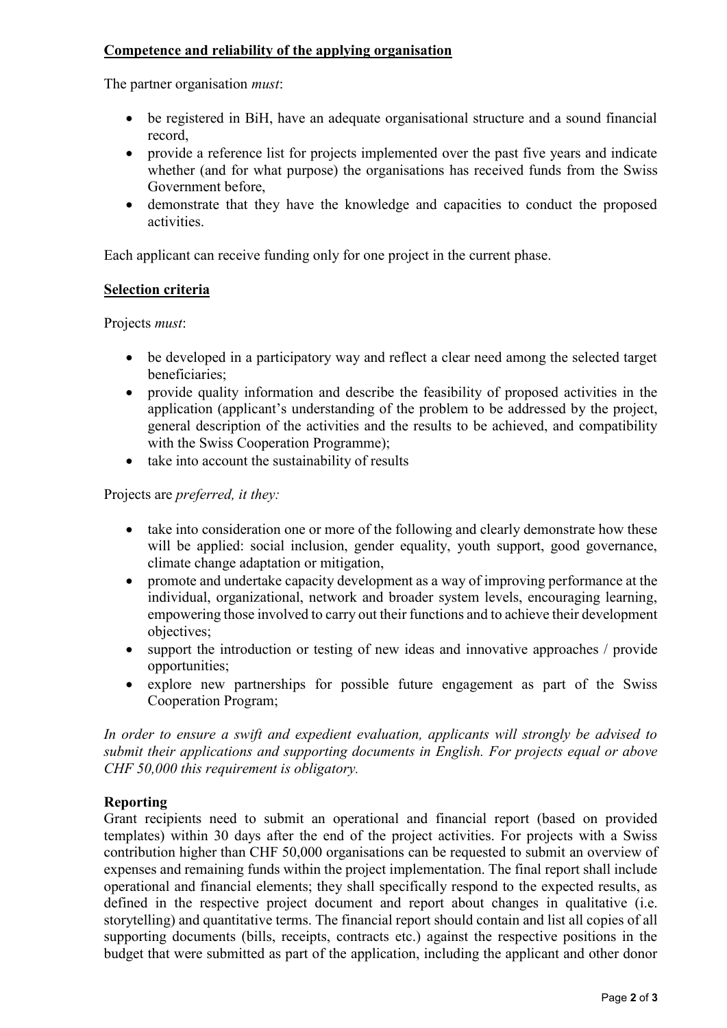**Competence and reliability of the applying organisation**

The partner organisation *must*:

- be registered in BiH, have an adequate organisational structure and a sound financial record,
- provide a reference list for projects implemented over the past five years and indicate whether (and for what purpose) the organisations has received funds from the Swiss Government before,
- demonstrate that they have the knowledge and capacities to conduct the proposed activities.

Each applicant can receive funding only for one project in the current phase.

**Selection criteria**

Projects *must*:

- be developed in a participatory way and reflect a clear need among the selected target beneficiaries;
- provide quality information and describe the feasibility of proposed activities in the application (applicant's understanding of the problem to be addressed by the project, general description of the activities and the results to be achieved, and compatibility with the Swiss Cooperation Programme);
- take into account the sustainability of results

Projects are *preferred, it they:*

- take into consideration one or more of the following and clearly demonstrate how these will be applied: social inclusion, gender equality, youth support, good governance, climate change adaptation or mitigation,
- promote and undertake capacity development as a way of improving performance at the individual, organizational, network and broader system levels, encouraging learning, empowering those involved to carry out their functions and to achieve their development objectives;
- support the introduction or testing of new ideas and innovative approaches / provide opportunities;
- explore new partnerships for possible future engagement as part of the Swiss Cooperation Program;

*In order to ensure a swift and expedient evaluation, applicants will strongly be advised to submit their applications and supporting documents in English. For projects equal or above CHF 50,000 this requirement is obligatory.*

**Reporting**

Grant recipients need to submit an operational and financial report (based on provided templates) within 30 days after the end of the project activities. For projects with a Swiss contribution higher than CHF 50,000 organisations can be requested to submit an overview of expenses and remaining funds within the project implementation. The final report shall include operational and financial elements; they shall specifically respond to the expected results, as defined in the respective project document and report about changes in qualitative (i.e. storytelling) and quantitative terms. The financial report should contain and list all copies of all supporting documents (bills, receipts, contracts etc.) against the respective positions in the budget that were submitted as part of the application, including the applicant and other donor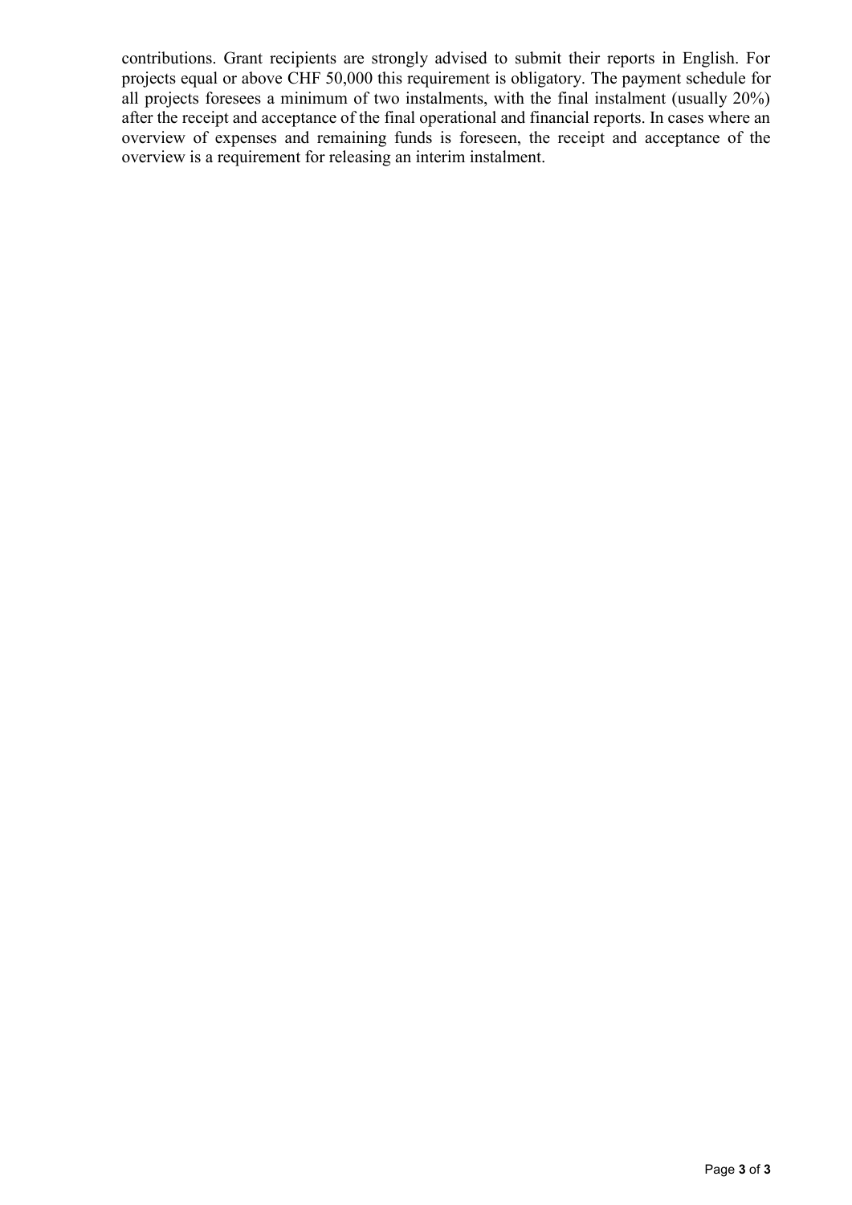contributions. Grant recipients are strongly advised to submit their reports in English. For projects equal or above CHF 50,000 this requirement is obligatory. The payment schedule for all projects foresees a minimum of two instalments, with the final instalment (usually 20%) after the receipt and acceptance of the final operational and financial reports. In cases where an overview of expenses and remaining funds is foreseen, the receipt and acceptance of the overview is a requirement for releasing an interim instalment.